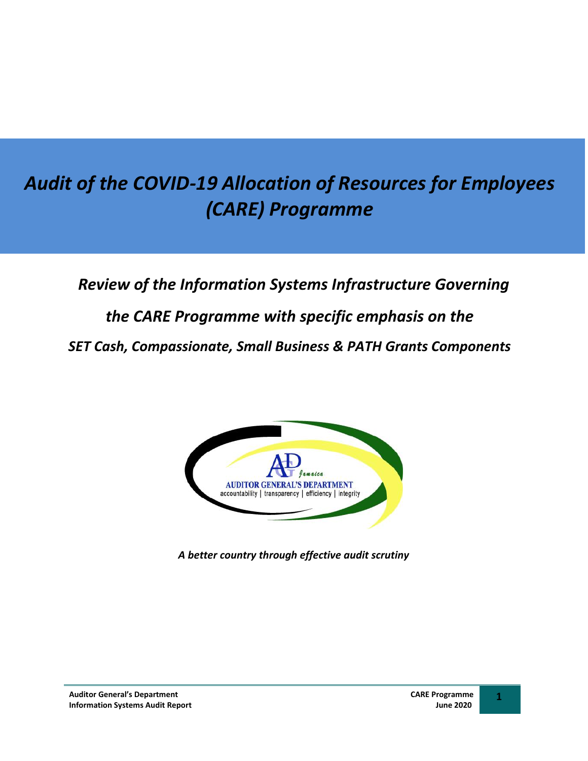# *Audit of the COVID-19 Allocation of Resources for Employees (CARE) Programme*

## *Review of the Information Systems Infrastructure Governing the CARE Programme with specific emphasis on the SET Cash, Compassionate, Small Business & PATH Grants Components*

AUDITOR GENERAL'S DEPARTMENT
accountability | transparency | efficiency | integrity

*A better country through effective audit scrutiny*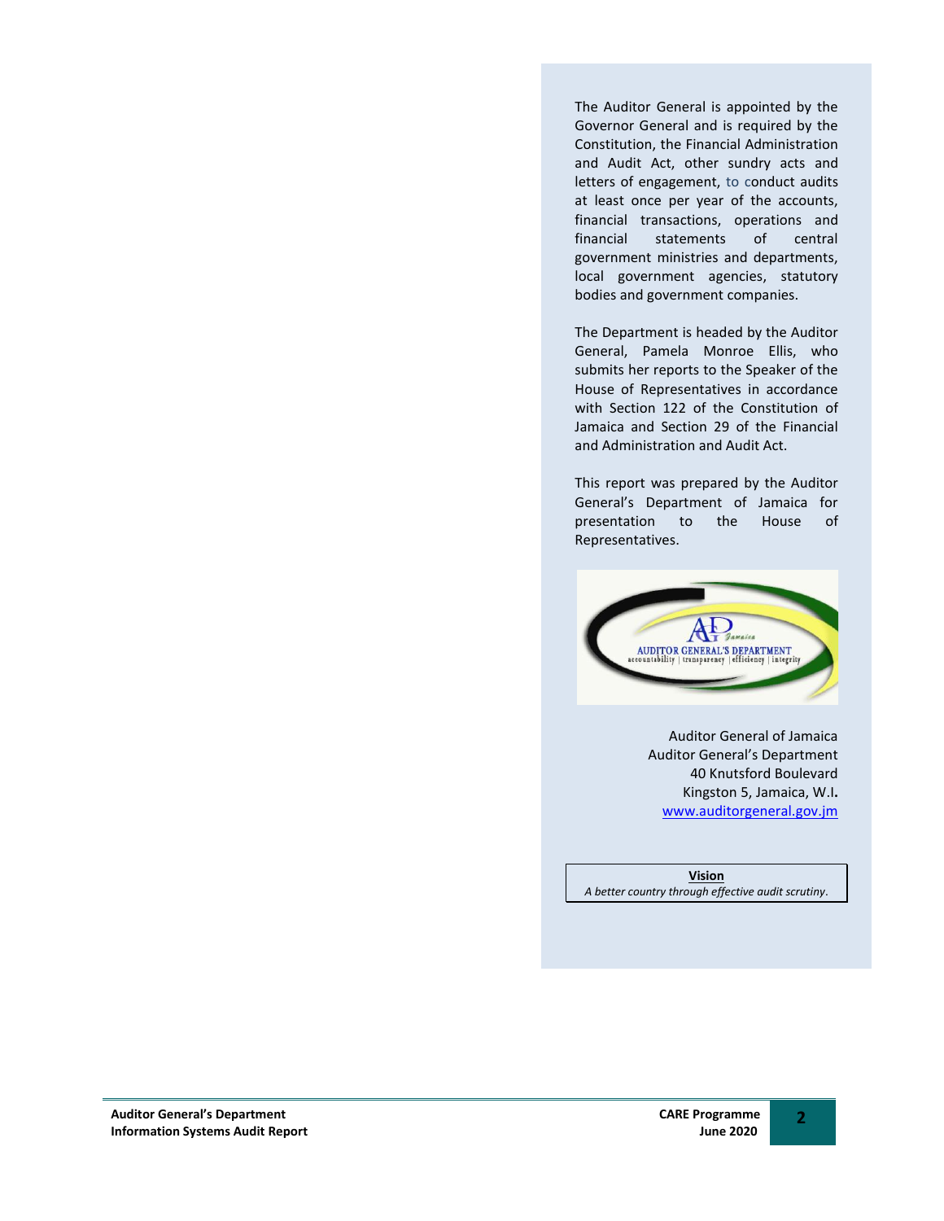The Auditor General is appointed by the Governor General and is required by the Constitution, the Financial Administration and Audit Act, other sundry acts and letters of engagement, to conduct audits at least once per year of the accounts, financial transactions, operations and financial statements of central government ministries and departments, local government agencies, statutory bodies and government companies.

The Department is headed by the Auditor General, Pamela Monroe Ellis, who submits her reports to the Speaker of the House of Representatives in accordance with Section 122 of the Constitution of Jamaica and Section 29 of the Financial and Administration and Audit Act.

This report was prepared by the Auditor General's Department of Jamaica for presentation to the House of Representatives.

Auditor General of Jamaica
Auditor General's Department
40 Knutsford Boulevard
Kingston 5, Jamaica, W.I.
www.auditorgeneral.gov.jm

**Vision**
*A better country through effective audit scrutiny.*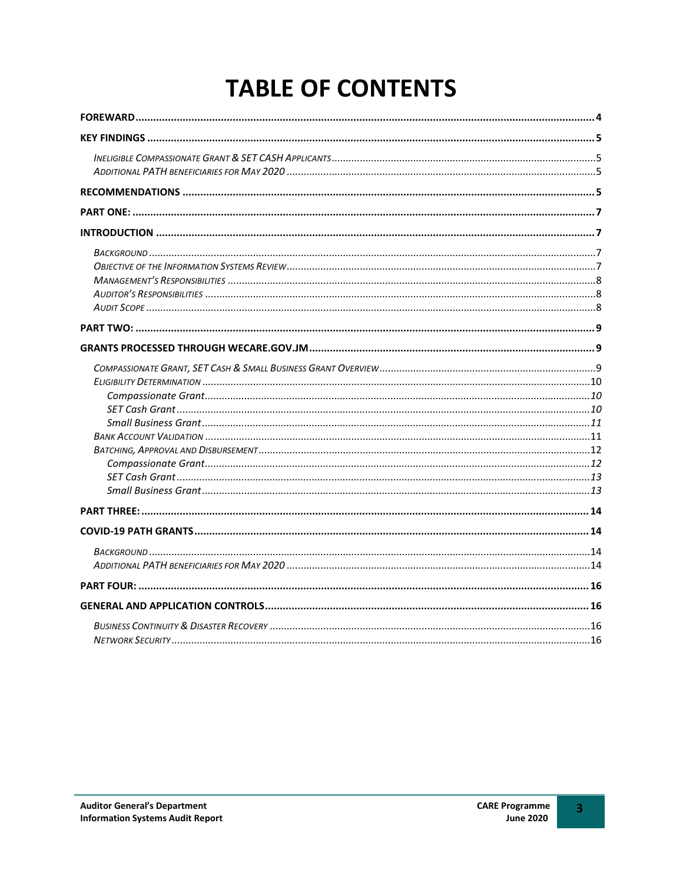# TABLE OF CONTENTS

**FOREWARD** ..... 4

**KEY FINDINGS** ..... 5

- *Ineligible Compassionate Grant & SET Cash Applicants* ..... 5
- *Additional PATH beneficiaries for May 2020* ..... 5

**RECOMMENDATIONS** ..... 5

**PART ONE:** ..... 7

**INTRODUCTION** ..... 7

- *Background* ..... 7
- *Objective of the Information Systems Review* ..... 7
- *Management's Responsibilities* ..... 8
- *Auditor's Responsibilities* ..... 8
- *Audit Scope* ..... 8

**PART TWO:** ..... 9

**GRANTS PROCESSED THROUGH WECARE.GOV.JM** ..... 9

- *Compassionate Grant, SET Cash & Small Business Grant Overview* ..... 9
- *Eligibility Determination* ..... 10
  - *Compassionate Grant* ..... 10
  - *SET Cash Grant* ..... 10
  - *Small Business Grant* ..... 11
- *Bank Account Validation* ..... 11
- *Batching, Approval and Disbursement* ..... 12
  - *Compassionate Grant* ..... 12
  - *SET Cash Grant* ..... 13
  - *Small Business Grant* ..... 13

**PART THREE:** ..... 14

**COVID-19 PATH GRANTS** ..... 14

- *Background* ..... 14
- *Additional PATH beneficiaries for May 2020* ..... 14

**PART FOUR:** ..... 16

**GENERAL AND APPLICATION CONTROLS** ..... 16

- *Business Continuity & Disaster Recovery* ..... 16
- *Network Security* ..... 16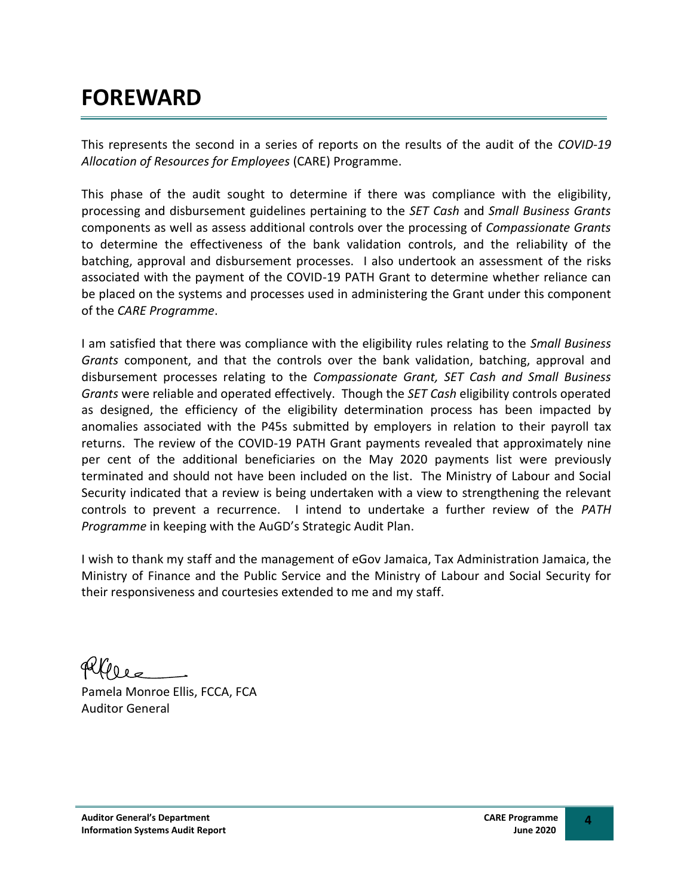# FOREWARD

This represents the second in a series of reports on the results of the audit of the *COVID-19 Allocation of Resources for Employees* (CARE) Programme.

This phase of the audit sought to determine if there was compliance with the eligibility, processing and disbursement guidelines pertaining to the *SET Cash* and *Small Business Grants* components as well as assess additional controls over the processing of *Compassionate Grants* to determine the effectiveness of the bank validation controls, and the reliability of the batching, approval and disbursement processes. I also undertook an assessment of the risks associated with the payment of the COVID-19 PATH Grant to determine whether reliance can be placed on the systems and processes used in administering the Grant under this component of the *CARE Programme*.

I am satisfied that there was compliance with the eligibility rules relating to the *Small Business Grants* component, and that the controls over the bank validation, batching, approval and disbursement processes relating to the *Compassionate Grant, SET Cash and Small Business Grants* were reliable and operated effectively. Though the *SET Cash* eligibility controls operated as designed, the efficiency of the eligibility determination process has been impacted by anomalies associated with the P45s submitted by employers in relation to their payroll tax returns. The review of the COVID-19 PATH Grant payments revealed that approximately nine per cent of the additional beneficiaries on the May 2020 payments list were previously terminated and should not have been included on the list. The Ministry of Labour and Social Security indicated that a review is being undertaken with a view to strengthening the relevant controls to prevent a recurrence. I intend to undertake a further review of the *PATH Programme* in keeping with the AuGD's Strategic Audit Plan.

I wish to thank my staff and the management of eGov Jamaica, Tax Administration Jamaica, the Ministry of Finance and the Public Service and the Ministry of Labour and Social Security for their responsiveness and courtesies extended to me and my staff.

Pamela Monroe Ellis, FCCA, FCA
Auditor General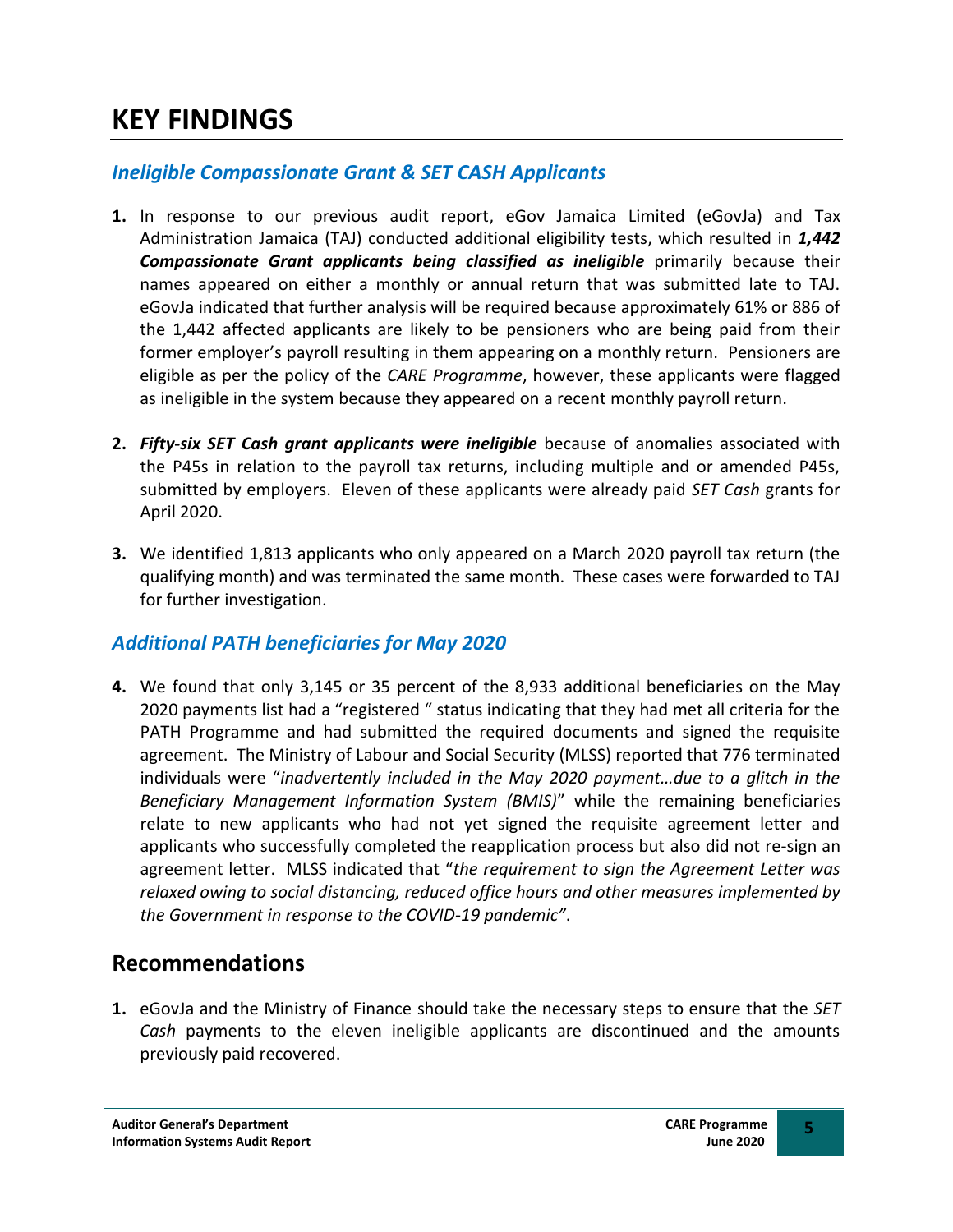# KEY FINDINGS

## *Ineligible Compassionate Grant & SET CASH Applicants*

1. In response to our previous audit report, eGov Jamaica Limited (eGovJa) and Tax Administration Jamaica (TAJ) conducted additional eligibility tests, which resulted in ***1,442 Compassionate Grant applicants being classified as ineligible*** primarily because their names appeared on either a monthly or annual return that was submitted late to TAJ. eGovJa indicated that further analysis will be required because approximately 61% or 886 of the 1,442 affected applicants are likely to be pensioners who are being paid from their former employer's payroll resulting in them appearing on a monthly return. Pensioners are eligible as per the policy of the *CARE Programme*, however, these applicants were flagged as ineligible in the system because they appeared on a recent monthly payroll return.

2. ***Fifty-six SET Cash grant applicants were ineligible*** because of anomalies associated with the P45s in relation to the payroll tax returns, including multiple and or amended P45s, submitted by employers. Eleven of these applicants were already paid *SET Cash* grants for April 2020.

3. We identified 1,813 applicants who only appeared on a March 2020 payroll tax return (the qualifying month) and was terminated the same month. These cases were forwarded to TAJ for further investigation.

## *Additional PATH beneficiaries for May 2020*

4. We found that only 3,145 or 35 percent of the 8,933 additional beneficiaries on the May 2020 payments list had a "registered " status indicating that they had met all criteria for the PATH Programme and had submitted the required documents and signed the requisite agreement. The Ministry of Labour and Social Security (MLSS) reported that 776 terminated individuals were "*inadvertently included in the May 2020 payment…due to a glitch in the Beneficiary Management Information System (BMIS)*" while the remaining beneficiaries relate to new applicants who had not yet signed the requisite agreement letter and applicants who successfully completed the reapplication process but also did not re-sign an agreement letter. MLSS indicated that "*the requirement to sign the Agreement Letter was relaxed owing to social distancing, reduced office hours and other measures implemented by the Government in response to the COVID-19 pandemic"*.

# Recommendations

1. eGovJa and the Ministry of Finance should take the necessary steps to ensure that the *SET Cash* payments to the eleven ineligible applicants are discontinued and the amounts previously paid recovered.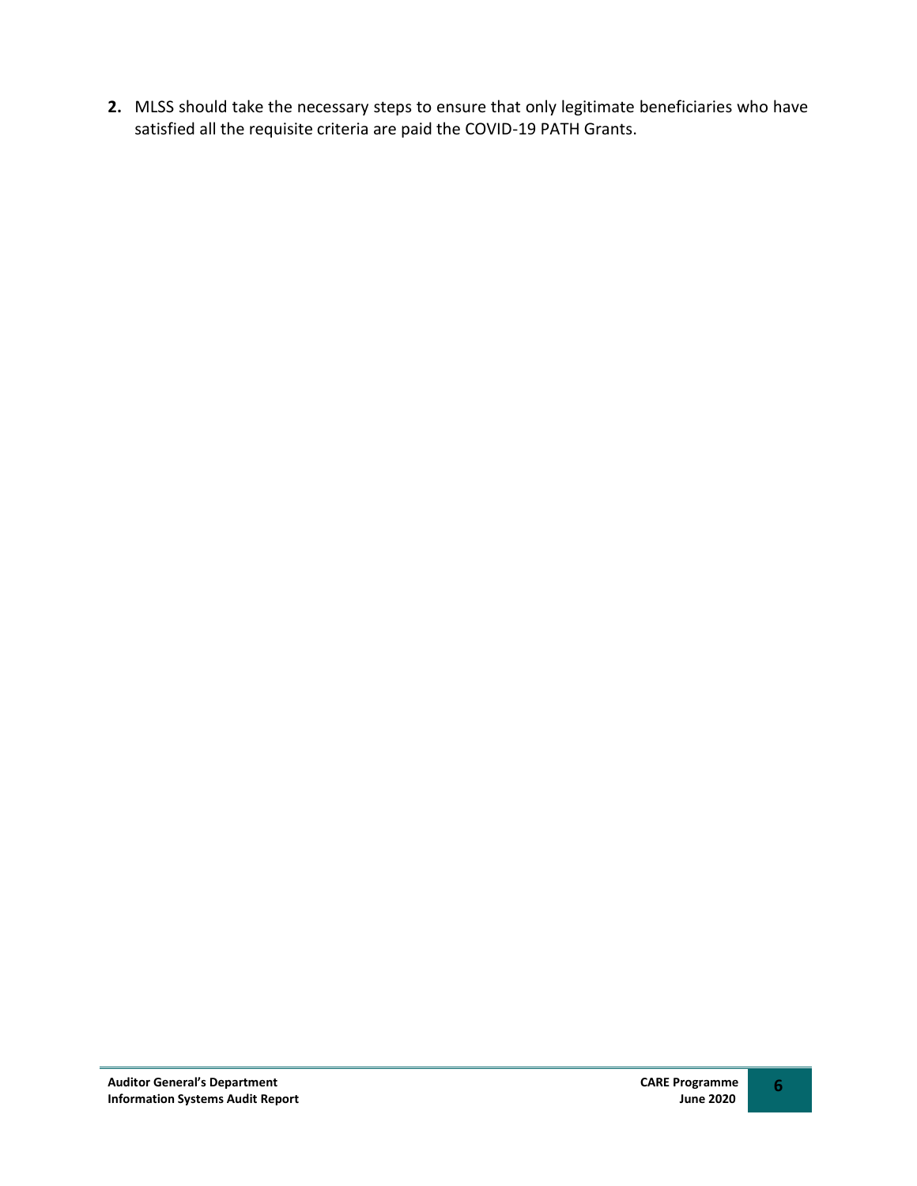2. MLSS should take the necessary steps to ensure that only legitimate beneficiaries who have satisfied all the requisite criteria are paid the COVID-19 PATH Grants.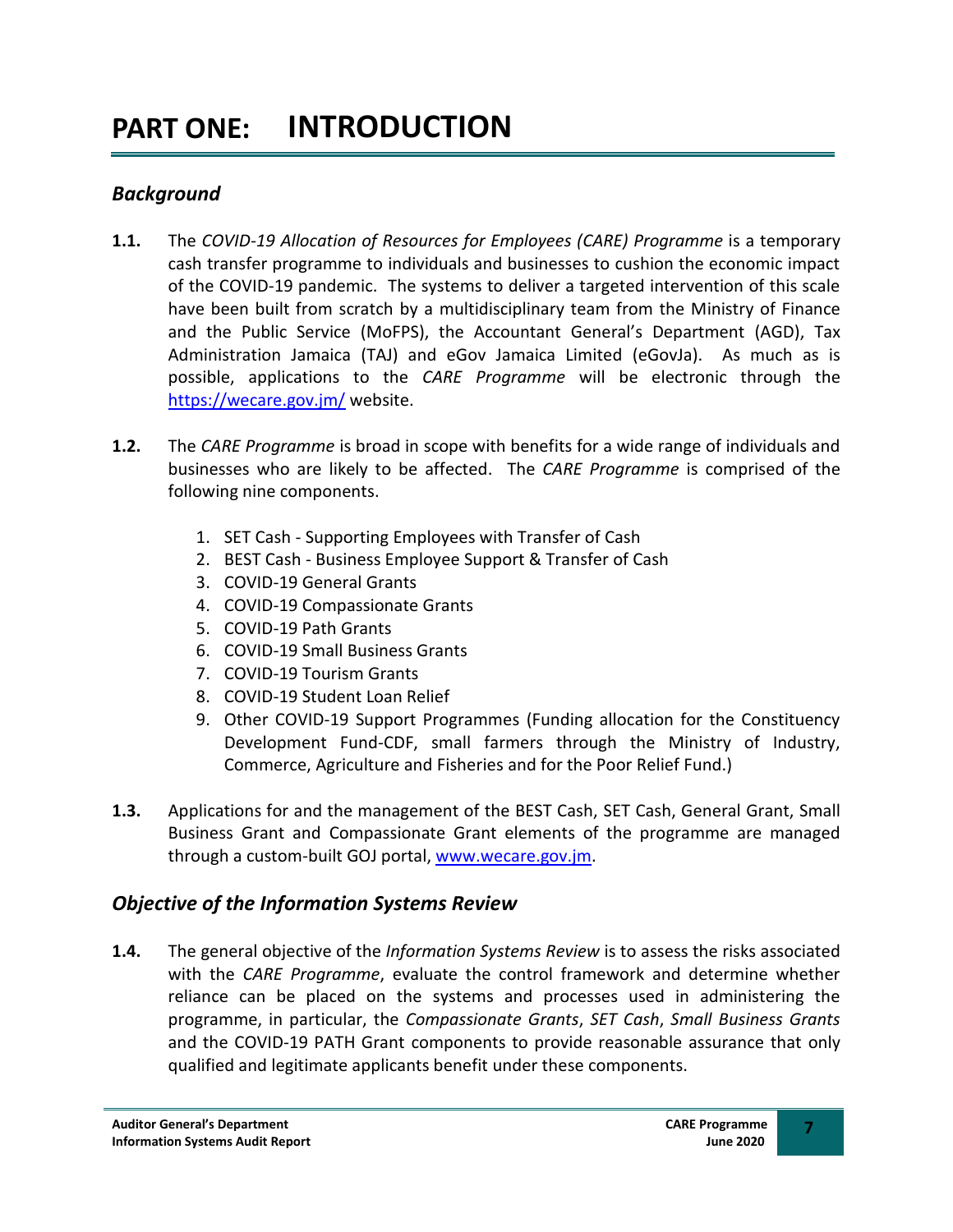# PART ONE: INTRODUCTION

## *Background*

**1.1.** The *COVID-19 Allocation of Resources for Employees (CARE) Programme* is a temporary cash transfer programme to individuals and businesses to cushion the economic impact of the COVID-19 pandemic. The systems to deliver a targeted intervention of this scale have been built from scratch by a multidisciplinary team from the Ministry of Finance and the Public Service (MoFPS), the Accountant General's Department (AGD), Tax Administration Jamaica (TAJ) and eGov Jamaica Limited (eGovJa). As much as is possible, applications to the *CARE Programme* will be electronic through the https://wecare.gov.jm/ website.

**1.2.** The *CARE Programme* is broad in scope with benefits for a wide range of individuals and businesses who are likely to be affected. The *CARE Programme* is comprised of the following nine components.

1. SET Cash - Supporting Employees with Transfer of Cash
2. BEST Cash - Business Employee Support & Transfer of Cash
3. COVID-19 General Grants
4. COVID-19 Compassionate Grants
5. COVID-19 Path Grants
6. COVID-19 Small Business Grants
7. COVID-19 Tourism Grants
8. COVID-19 Student Loan Relief
9. Other COVID-19 Support Programmes (Funding allocation for the Constituency Development Fund-CDF, small farmers through the Ministry of Industry, Commerce, Agriculture and Fisheries and for the Poor Relief Fund.)

**1.3.** Applications for and the management of the BEST Cash, SET Cash, General Grant, Small Business Grant and Compassionate Grant elements of the programme are managed through a custom-built GOJ portal, www.wecare.gov.jm.

## *Objective of the Information Systems Review*

**1.4.** The general objective of the *Information Systems Review* is to assess the risks associated with the *CARE Programme*, evaluate the control framework and determine whether reliance can be placed on the systems and processes used in administering the programme, in particular, the *Compassionate Grants*, *SET Cash*, *Small Business Grants* and the COVID-19 PATH Grant components to provide reasonable assurance that only qualified and legitimate applicants benefit under these components.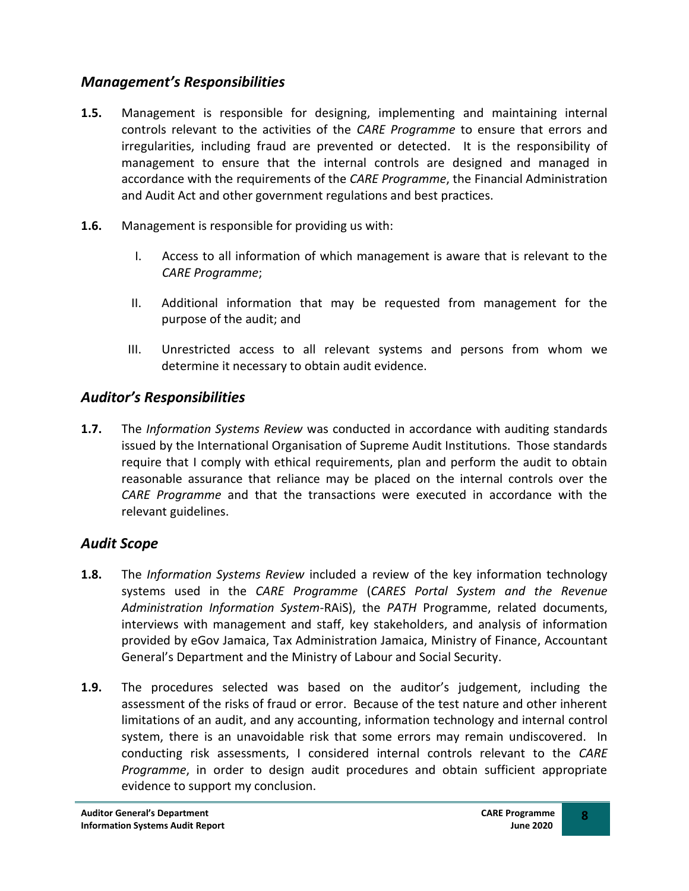## *Management's Responsibilities*

**1.5.** Management is responsible for designing, implementing and maintaining internal controls relevant to the activities of the *CARE Programme* to ensure that errors and irregularities, including fraud are prevented or detected. It is the responsibility of management to ensure that the internal controls are designed and managed in accordance with the requirements of the *CARE Programme*, the Financial Administration and Audit Act and other government regulations and best practices.

**1.6.** Management is responsible for providing us with:

I. Access to all information of which management is aware that is relevant to the *CARE Programme*;

II. Additional information that may be requested from management for the purpose of the audit; and

III. Unrestricted access to all relevant systems and persons from whom we determine it necessary to obtain audit evidence.

## *Auditor's Responsibilities*

**1.7.** The *Information Systems Review* was conducted in accordance with auditing standards issued by the International Organisation of Supreme Audit Institutions. Those standards require that I comply with ethical requirements, plan and perform the audit to obtain reasonable assurance that reliance may be placed on the internal controls over the *CARE Programme* and that the transactions were executed in accordance with the relevant guidelines.

## *Audit Scope*

**1.8.** The *Information Systems Review* included a review of the key information technology systems used in the *CARE Programme* (*CARES Portal System and the Revenue Administration Information System*-RAiS), the *PATH* Programme, related documents, interviews with management and staff, key stakeholders, and analysis of information provided by eGov Jamaica, Tax Administration Jamaica, Ministry of Finance, Accountant General's Department and the Ministry of Labour and Social Security.

**1.9.** The procedures selected was based on the auditor's judgement, including the assessment of the risks of fraud or error. Because of the test nature and other inherent limitations of an audit, and any accounting, information technology and internal control system, there is an unavoidable risk that some errors may remain undiscovered. In conducting risk assessments, I considered internal controls relevant to the *CARE Programme*, in order to design audit procedures and obtain sufficient appropriate evidence to support my conclusion.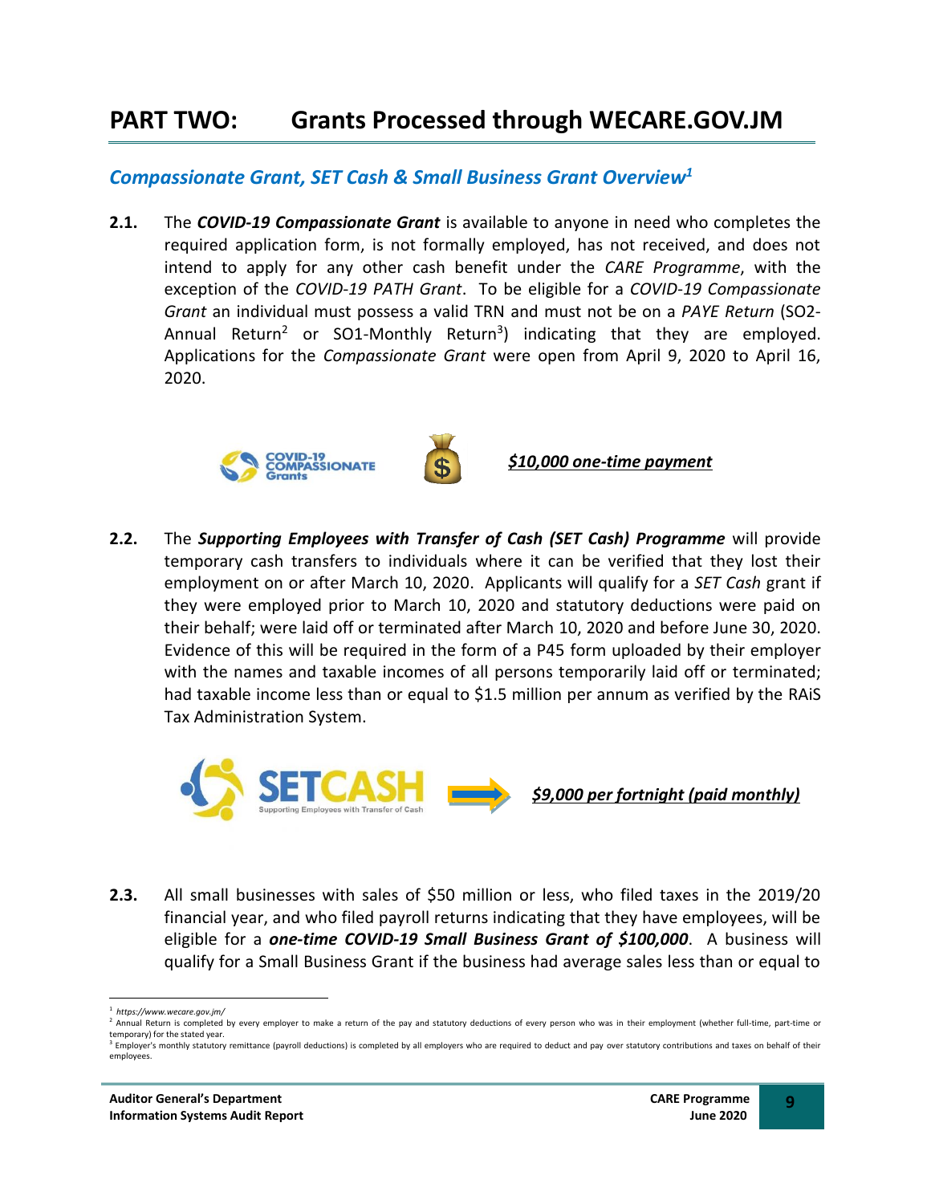# PART TWO: Grants Processed through WECARE.GOV.JM

## *Compassionate Grant, SET Cash & Small Business Grant Overview*[1]

**2.1.** The ***COVID-19 Compassionate Grant*** is available to anyone in need who completes the required application form, is not formally employed, has not received, and does not intend to apply for any other cash benefit under the *CARE Programme*, with the exception of the *COVID-19 PATH Grant*. To be eligible for a *COVID-19 Compassionate Grant* an individual must possess a valid TRN and must not be on a *PAYE Return* (SO2-Annual Return[2] or SO1-Monthly Return[3]) indicating that they are employed. Applications for the *Compassionate Grant* were open from April 9, 2020 to April 16, 2020.

COVID-19 COMPASSIONATE Grants — ***$10,000 one-time payment***

**2.2.** The ***Supporting Employees with Transfer of Cash (SET Cash) Programme*** will provide temporary cash transfers to individuals where it can be verified that they lost their employment on or after March 10, 2020. Applicants will qualify for a *SET Cash* grant if they were employed prior to March 10, 2020 and statutory deductions were paid on their behalf; were laid off or terminated after March 10, 2020 and before June 30, 2020. Evidence of this will be required in the form of a P45 form uploaded by their employer with the names and taxable incomes of all persons temporarily laid off or terminated; had taxable income less than or equal to $1.5 million per annum as verified by the RAiS Tax Administration System.

SETCASH Supporting Employees with Transfer of Cash → ***$9,000 per fortnight (paid monthly)***

**2.3.** All small businesses with sales of $50 million or less, who filed taxes in the 2019/20 financial year, and who filed payroll returns indicating that they have employees, will be eligible for a ***one-time COVID-19 Small Business Grant of $100,000***. A business will qualify for a Small Business Grant if the business had average sales less than or equal to

---

[1] *https://www.wecare.gov.jm/*

[2] Annual Return is completed by every employer to make a return of the pay and statutory deductions of every person who was in their employment (whether full-time, part-time or temporary) for the stated year.

[3] Employer's monthly statutory remittance (payroll deductions) is completed by all employers who are required to deduct and pay over statutory contributions and taxes on behalf of their employees.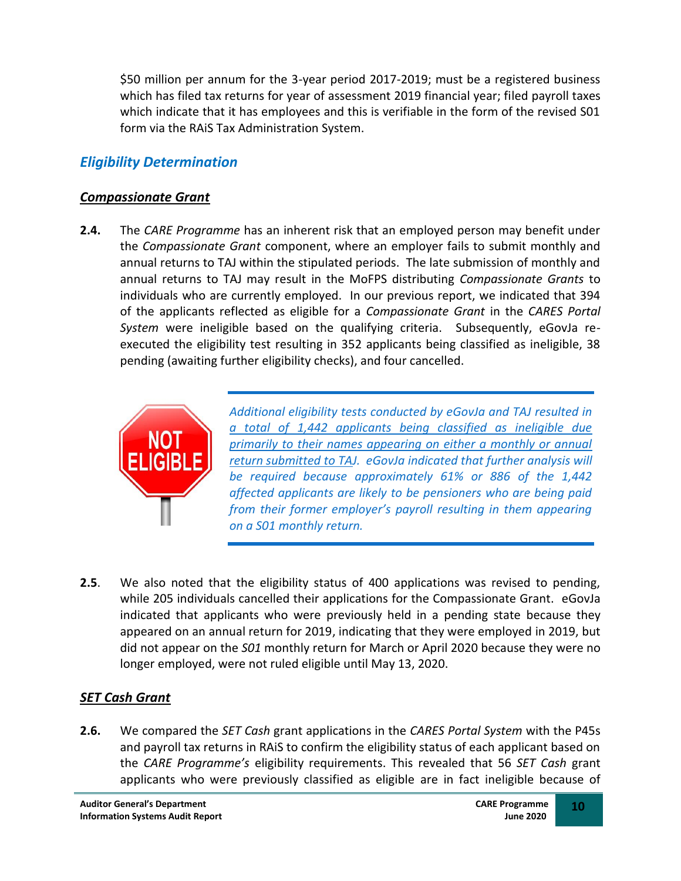$50 million per annum for the 3-year period 2017-2019; must be a registered business which has filed tax returns for year of assessment 2019 financial year; filed payroll taxes which indicate that it has employees and this is verifiable in the form of the revised S01 form via the RAiS Tax Administration System.

## *Eligibility Determination*

### ***Compassionate Grant***

**2.4.** The *CARE Programme* has an inherent risk that an employed person may benefit under the *Compassionate Grant* component, where an employer fails to submit monthly and annual returns to TAJ within the stipulated periods. The late submission of monthly and annual returns to TAJ may result in the MoFPS distributing *Compassionate Grants* to individuals who are currently employed. In our previous report, we indicated that 394 of the applicants reflected as eligible for a *Compassionate Grant* in the *CARES Portal System* were ineligible based on the qualifying criteria. Subsequently, eGovJa re-executed the eligibility test resulting in 352 applicants being classified as ineligible, 38 pending (awaiting further eligibility checks), and four cancelled.

> *Additional eligibility tests conducted by eGovJa and TAJ resulted in a total of 1,442 applicants being classified as ineligible due primarily to their names appearing on either a monthly or annual return submitted to TAJ. eGovJa indicated that further analysis will be required because approximately 61% or 886 of the 1,442 affected applicants are likely to be pensioners who are being paid from their former employer's payroll resulting in them appearing on a S01 monthly return.*

**2.5**. We also noted that the eligibility status of 400 applications was revised to pending, while 205 individuals cancelled their applications for the Compassionate Grant. eGovJa indicated that applicants who were previously held in a pending state because they appeared on an annual return for 2019, indicating that they were employed in 2019, but did not appear on the *S01* monthly return for March or April 2020 because they were no longer employed, were not ruled eligible until May 13, 2020.

### ***SET Cash Grant***

**2.6.** We compared the *SET Cash* grant applications in the *CARES Portal System* with the P45s and payroll tax returns in RAiS to confirm the eligibility status of each applicant based on the *CARE Programme's* eligibility requirements. This revealed that 56 *SET Cash* grant applicants who were previously classified as eligible are in fact ineligible because of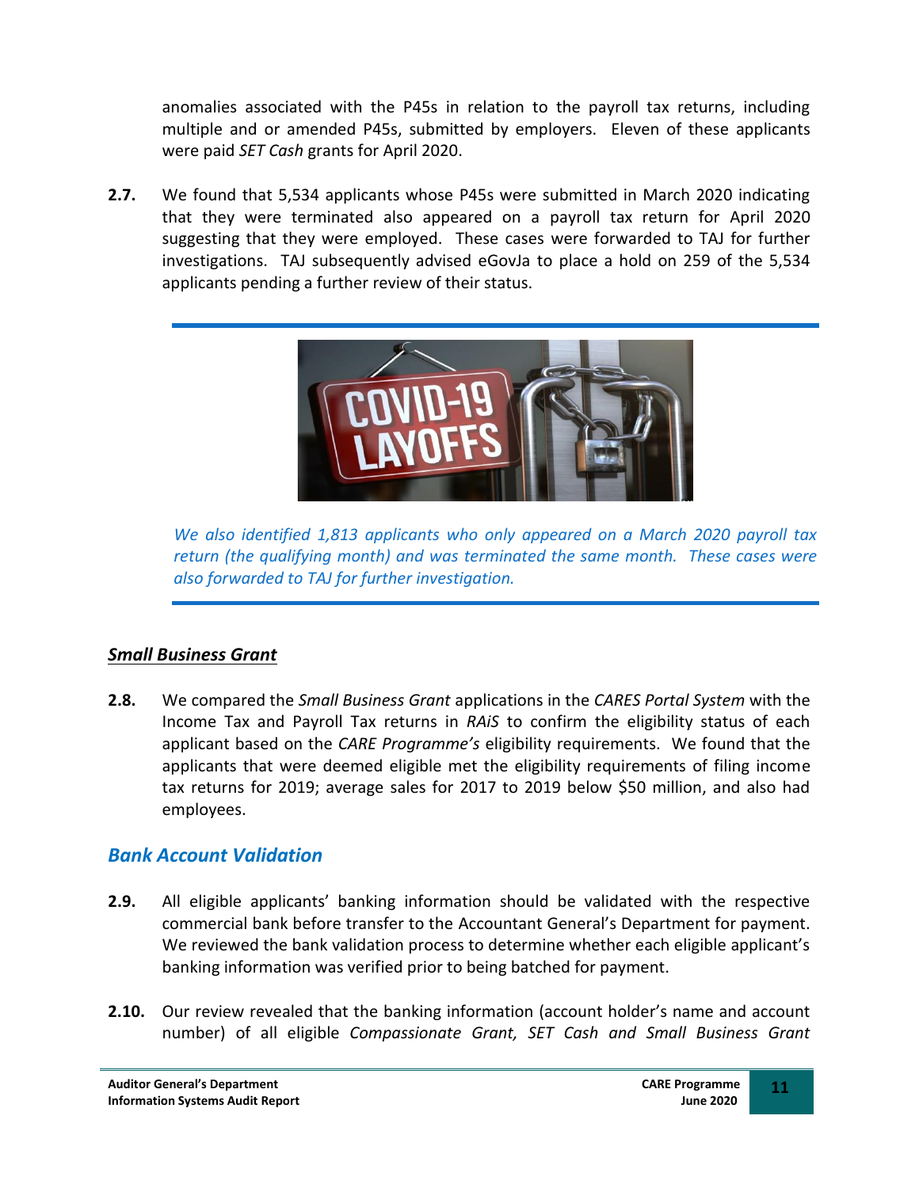anomalies associated with the P45s in relation to the payroll tax returns, including multiple and or amended P45s, submitted by employers. Eleven of these applicants were paid *SET Cash* grants for April 2020.

**2.7.** We found that 5,534 applicants whose P45s were submitted in March 2020 indicating that they were terminated also appeared on a payroll tax return for April 2020 suggesting that they were employed. These cases were forwarded to TAJ for further investigations. TAJ subsequently advised eGovJa to place a hold on 259 of the 5,534 applicants pending a further review of their status.

*We also identified 1,813 applicants who only appeared on a March 2020 payroll tax return (the qualifying month) and was terminated the same month. These cases were also forwarded to TAJ for further investigation.*

### ***Small Business Grant***

**2.8.** We compared the *Small Business Grant* applications in the *CARES Portal System* with the Income Tax and Payroll Tax returns in *RAiS* to confirm the eligibility status of each applicant based on the *CARE Programme's* eligibility requirements. We found that the applicants that were deemed eligible met the eligibility requirements of filing income tax returns for 2019; average sales for 2017 to 2019 below $50 million, and also had employees.

## *Bank Account Validation*

**2.9.** All eligible applicants' banking information should be validated with the respective commercial bank before transfer to the Accountant General's Department for payment. We reviewed the bank validation process to determine whether each eligible applicant's banking information was verified prior to being batched for payment.

**2.10.** Our review revealed that the banking information (account holder's name and account number) of all eligible *Compassionate Grant, SET Cash and Small Business Grant*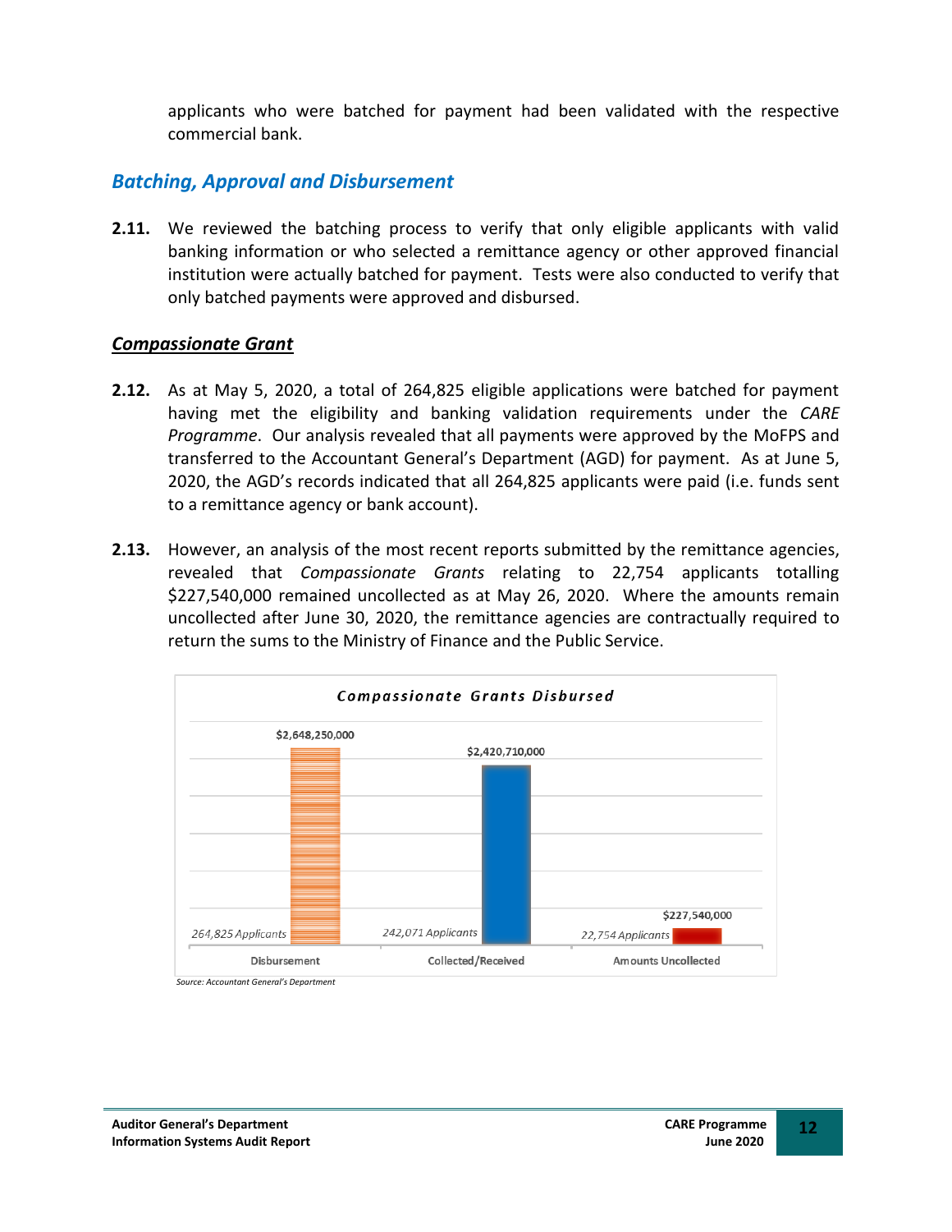applicants who were batched for payment had been validated with the respective commercial bank.

## *Batching, Approval and Disbursement*

**2.11.** We reviewed the batching process to verify that only eligible applicants with valid banking information or who selected a remittance agency or other approved financial institution were actually batched for payment. Tests were also conducted to verify that only batched payments were approved and disbursed.

### ***Compassionate Grant***

**2.12.** As at May 5, 2020, a total of 264,825 eligible applications were batched for payment having met the eligibility and banking validation requirements under the *CARE Programme*. Our analysis revealed that all payments were approved by the MoFPS and transferred to the Accountant General's Department (AGD) for payment. As at June 5, 2020, the AGD's records indicated that all 264,825 applicants were paid (i.e. funds sent to a remittance agency or bank account).

**2.13.** However, an analysis of the most recent reports submitted by the remittance agencies, revealed that *Compassionate Grants* relating to 22,754 applicants totalling $227,540,000 remained uncollected as at May 26, 2020. Where the amounts remain uncollected after June 30, 2020, the remittance agencies are contractually required to return the sums to the Ministry of Finance and the Public Service.

***Compassionate Grants Disbursed***

| | Disbursement | Collected/Received | Amounts Uncollected |
|---|---|---|---|
| Amount | $2,648,250,000 | $2,420,710,000 | $227,540,000 |
| Applicants | 264,825 Applicants | 242,071 Applicants | 22,754 Applicants |

*Source: Accountant General's Department*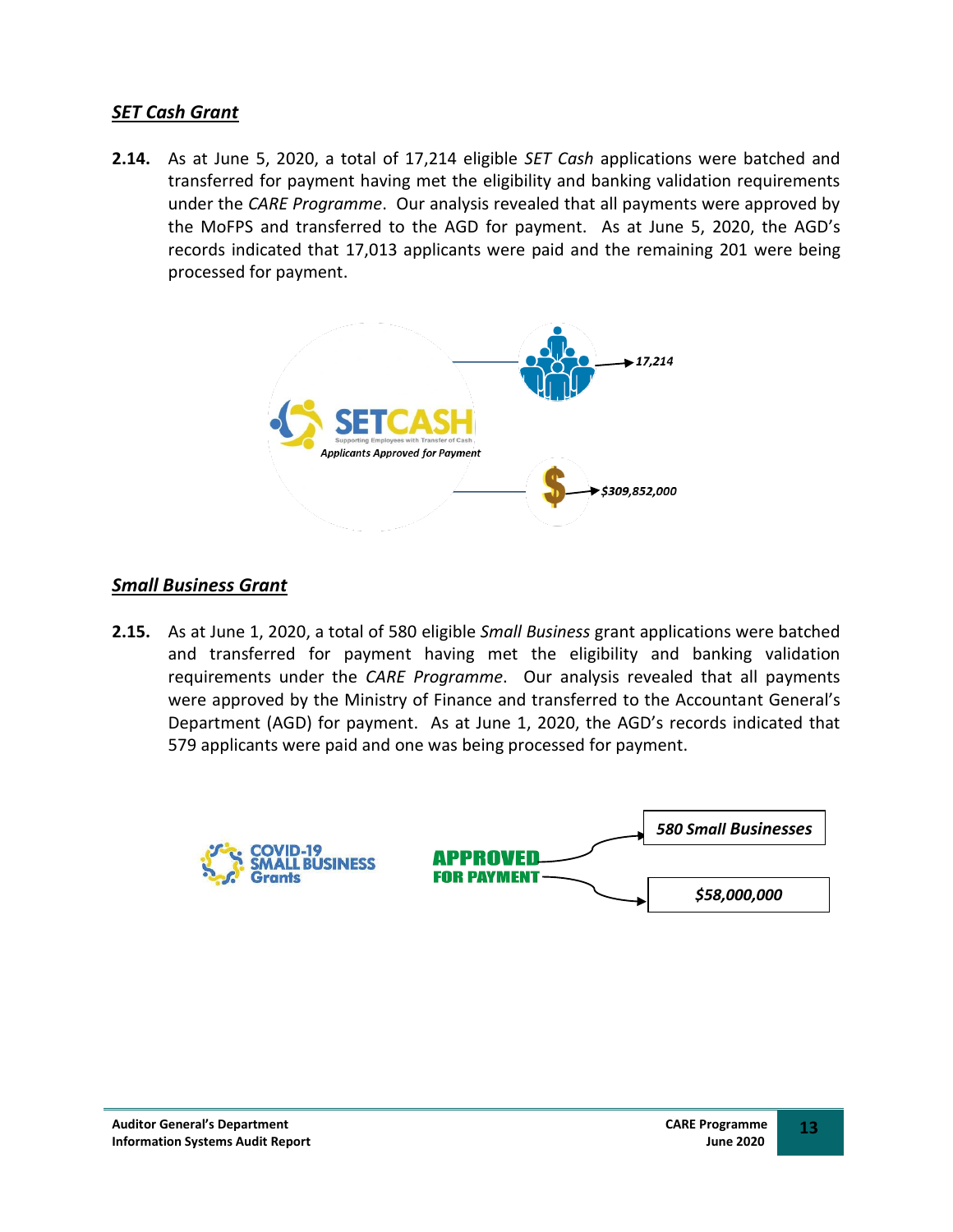## *SET Cash Grant*

**2.14.** As at June 5, 2020, a total of 17,214 eligible *SET Cash* applications were batched and transferred for payment having met the eligibility and banking validation requirements under the *CARE Programme*. Our analysis revealed that all payments were approved by the MoFPS and transferred to the AGD for payment. As at June 5, 2020, the AGD's records indicated that 17,013 applicants were paid and the remaining 201 were being processed for payment.

SETCASH
Supporting Employees with Transfer of Cash
*Applicants Approved for Payment*

→ *17,214*

→ *$309,852,000*

## *Small Business Grant*

**2.15.** As at June 1, 2020, a total of 580 eligible *Small Business* grant applications were batched and transferred for payment having met the eligibility and banking validation requirements under the *CARE Programme*. Our analysis revealed that all payments were approved by the Ministry of Finance and transferred to the Accountant General's Department (AGD) for payment. As at June 1, 2020, the AGD's records indicated that 579 applicants were paid and one was being processed for payment.

COVID-19 SMALL BUSINESS Grants

APPROVED FOR PAYMENT

→ *580 Small Businesses*

→ *$58,000,000*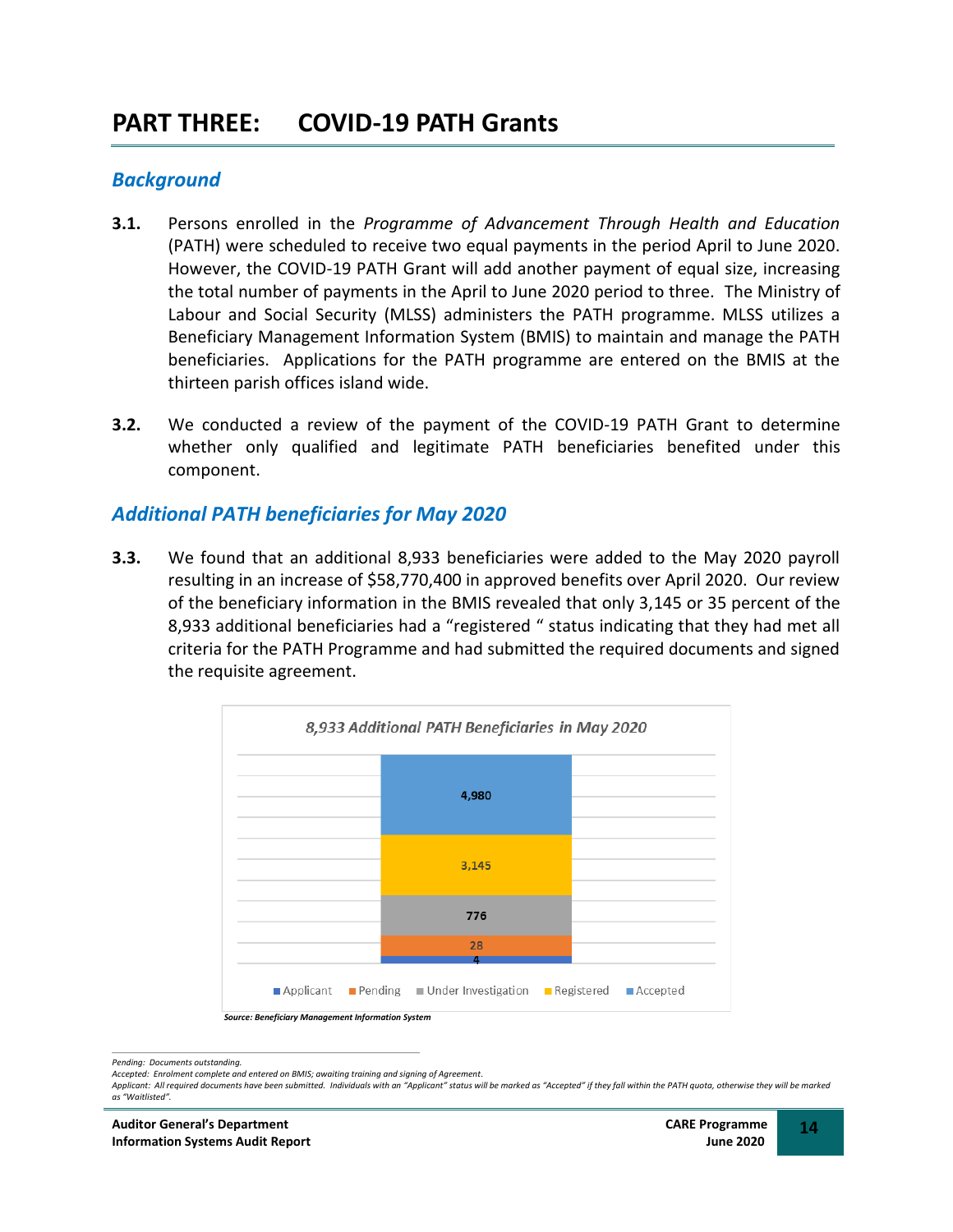# PART THREE: COVID-19 PATH Grants

## *Background*

**3.1.** Persons enrolled in the *Programme of Advancement Through Health and Education* (PATH) were scheduled to receive two equal payments in the period April to June 2020. However, the COVID-19 PATH Grant will add another payment of equal size, increasing the total number of payments in the April to June 2020 period to three. The Ministry of Labour and Social Security (MLSS) administers the PATH programme. MLSS utilizes a Beneficiary Management Information System (BMIS) to maintain and manage the PATH beneficiaries. Applications for the PATH programme are entered on the BMIS at the thirteen parish offices island wide.

**3.2.** We conducted a review of the payment of the COVID-19 PATH Grant to determine whether only qualified and legitimate PATH beneficiaries benefited under this component.

## *Additional PATH beneficiaries for May 2020*

**3.3.** We found that an additional 8,933 beneficiaries were added to the May 2020 payroll resulting in an increase of $58,770,400 in approved benefits over April 2020. Our review of the beneficiary information in the BMIS revealed that only 3,145 or 35 percent of the 8,933 additional beneficiaries had a "registered " status indicating that they had met all criteria for the PATH Programme and had submitted the required documents and signed the requisite agreement.

*8,933 Additional PATH Beneficiaries in May 2020*

| Status | Number |
|---|---|
| Applicant | 4 |
| Pending | 28 |
| Under Investigation | 776 |
| Registered | 3,145 |
| Accepted | 4,980 |

***Source: Beneficiary Management Information System***

---

*Pending: Documents outstanding.*
*Accepted: Enrolment complete and entered on BMIS; awaiting training and signing of Agreement.*
*Applicant: All required documents have been submitted. Individuals with an "Applicant" status will be marked as "Accepted" if they fall within the PATH quota, otherwise they will be marked as "Waitlisted".*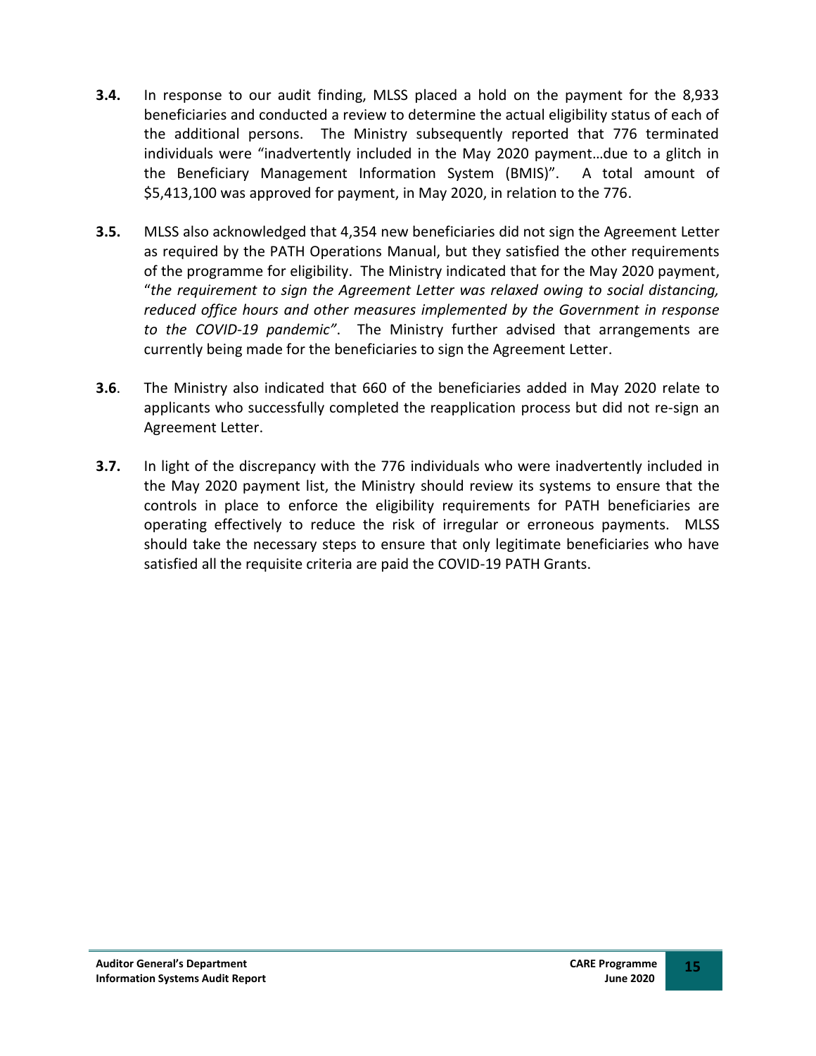**3.4.** In response to our audit finding, MLSS placed a hold on the payment for the 8,933 beneficiaries and conducted a review to determine the actual eligibility status of each of the additional persons. The Ministry subsequently reported that 776 terminated individuals were "inadvertently included in the May 2020 payment…due to a glitch in the Beneficiary Management Information System (BMIS)". A total amount of $5,413,100 was approved for payment, in May 2020, in relation to the 776.

**3.5.** MLSS also acknowledged that 4,354 new beneficiaries did not sign the Agreement Letter as required by the PATH Operations Manual, but they satisfied the other requirements of the programme for eligibility. The Ministry indicated that for the May 2020 payment, "*the requirement to sign the Agreement Letter was relaxed owing to social distancing, reduced office hours and other measures implemented by the Government in response to the COVID-19 pandemic"*. The Ministry further advised that arrangements are currently being made for the beneficiaries to sign the Agreement Letter.

**3.6**. The Ministry also indicated that 660 of the beneficiaries added in May 2020 relate to applicants who successfully completed the reapplication process but did not re-sign an Agreement Letter.

**3.7.** In light of the discrepancy with the 776 individuals who were inadvertently included in the May 2020 payment list, the Ministry should review its systems to ensure that the controls in place to enforce the eligibility requirements for PATH beneficiaries are operating effectively to reduce the risk of irregular or erroneous payments. MLSS should take the necessary steps to ensure that only legitimate beneficiaries who have satisfied all the requisite criteria are paid the COVID-19 PATH Grants.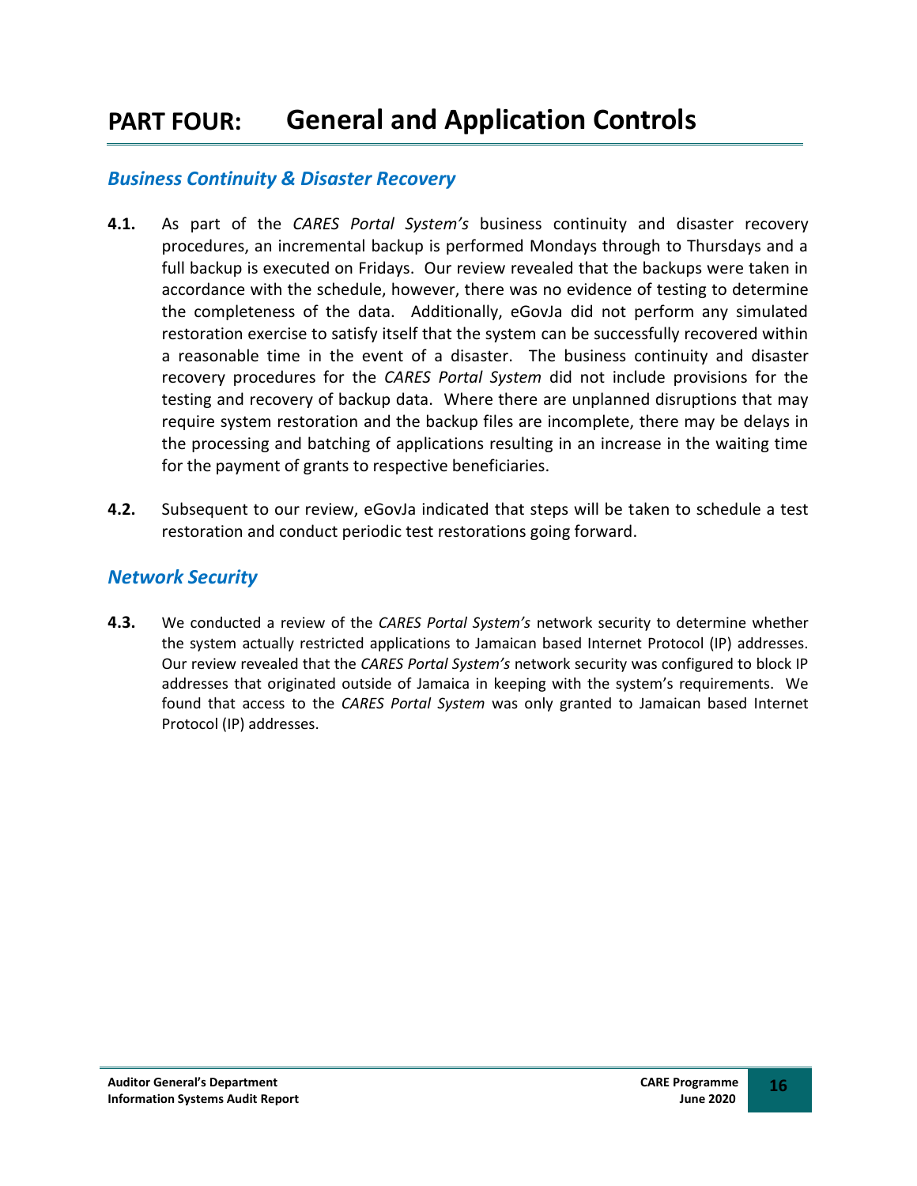# PART FOUR: General and Application Controls

## *Business Continuity & Disaster Recovery*

**4.1.** As part of the *CARES Portal System's* business continuity and disaster recovery procedures, an incremental backup is performed Mondays through to Thursdays and a full backup is executed on Fridays. Our review revealed that the backups were taken in accordance with the schedule, however, there was no evidence of testing to determine the completeness of the data. Additionally, eGovJa did not perform any simulated restoration exercise to satisfy itself that the system can be successfully recovered within a reasonable time in the event of a disaster. The business continuity and disaster recovery procedures for the *CARES Portal System* did not include provisions for the testing and recovery of backup data. Where there are unplanned disruptions that may require system restoration and the backup files are incomplete, there may be delays in the processing and batching of applications resulting in an increase in the waiting time for the payment of grants to respective beneficiaries.

**4.2.** Subsequent to our review, eGovJa indicated that steps will be taken to schedule a test restoration and conduct periodic test restorations going forward.

## *Network Security*

**4.3.** We conducted a review of the *CARES Portal System's* network security to determine whether the system actually restricted applications to Jamaican based Internet Protocol (IP) addresses. Our review revealed that the *CARES Portal System's* network security was configured to block IP addresses that originated outside of Jamaica in keeping with the system's requirements. We found that access to the *CARES Portal System* was only granted to Jamaican based Internet Protocol (IP) addresses.